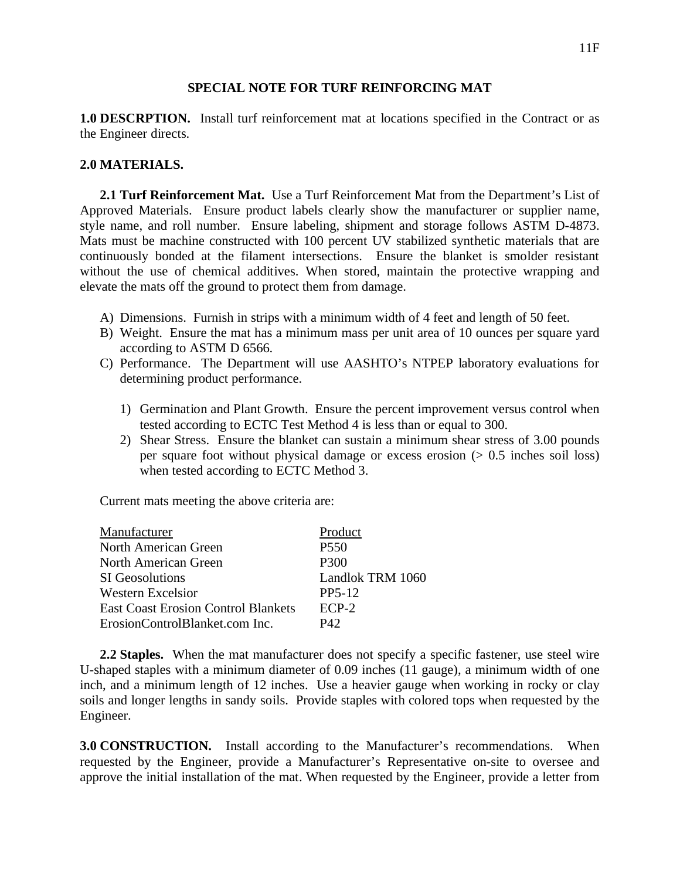## SPECIAL NOTE FOR TURF REINFORCING MAT

**1.0 DESCRPTION.** Install turf reinforcement mat at locations specified in the Contract or as the Engineer directs.

**2.0 MATERIALS.**

**2.1 Turf Reinforcement Mat.** Use a Turf Reinforcement Mat from the Department's List of Approved Materials. Ensure product labels clearly show the manufacturer or supplier name, style name, and roll number. Ensure labeling, shipment and storage follows ASTM D-4873. Mats must be machine constructed with 100 percent UV stabilized synthetic materials that are continuously bonded at the filament intersections. Ensure the blanket is smolder resistant without the use of chemical additives. When stored, maintain the protective wrapping and elevate the mats off the ground to protect them from damage.

A) Dimensions. Furnish in strips with a minimum width of 4 feet and length of 50 feet.
B) Weight. Ensure the mat has a minimum mass per unit area of 10 ounces per square yard according to ASTM D 6566.
C) Performance. The Department will use AASHTO's NTPEP laboratory evaluations for determining product performance.
   1) Germination and Plant Growth. Ensure the percent improvement versus control when tested according to ECTC Test Method 4 is less than or equal to 300.
   2) Shear Stress. Ensure the blanket can sustain a minimum shear stress of 3.00 pounds per square foot without physical damage or excess erosion (> 0.5 inches soil loss) when tested according to ECTC Method 3.

Current mats meeting the above criteria are:

| Manufacturer | Product |
|---|---|
| North American Green | P550 |
| North American Green | P300 |
| SI Geosolutions | Landlok TRM 1060 |
| Western Excelsior | PP5-12 |
| East Coast Erosion Control Blankets | ECP-2 |
| ErosionControlBlanket.com Inc. | P42 |

**2.2 Staples.** When the mat manufacturer does not specify a specific fastener, use steel wire U-shaped staples with a minimum diameter of 0.09 inches (11 gauge), a minimum width of one inch, and a minimum length of 12 inches. Use a heavier gauge when working in rocky or clay soils and longer lengths in sandy soils. Provide staples with colored tops when requested by the Engineer.

**3.0 CONSTRUCTION.** Install according to the Manufacturer's recommendations. When requested by the Engineer, provide a Manufacturer's Representative on-site to oversee and approve the initial installation of the mat. When requested by the Engineer, provide a letter from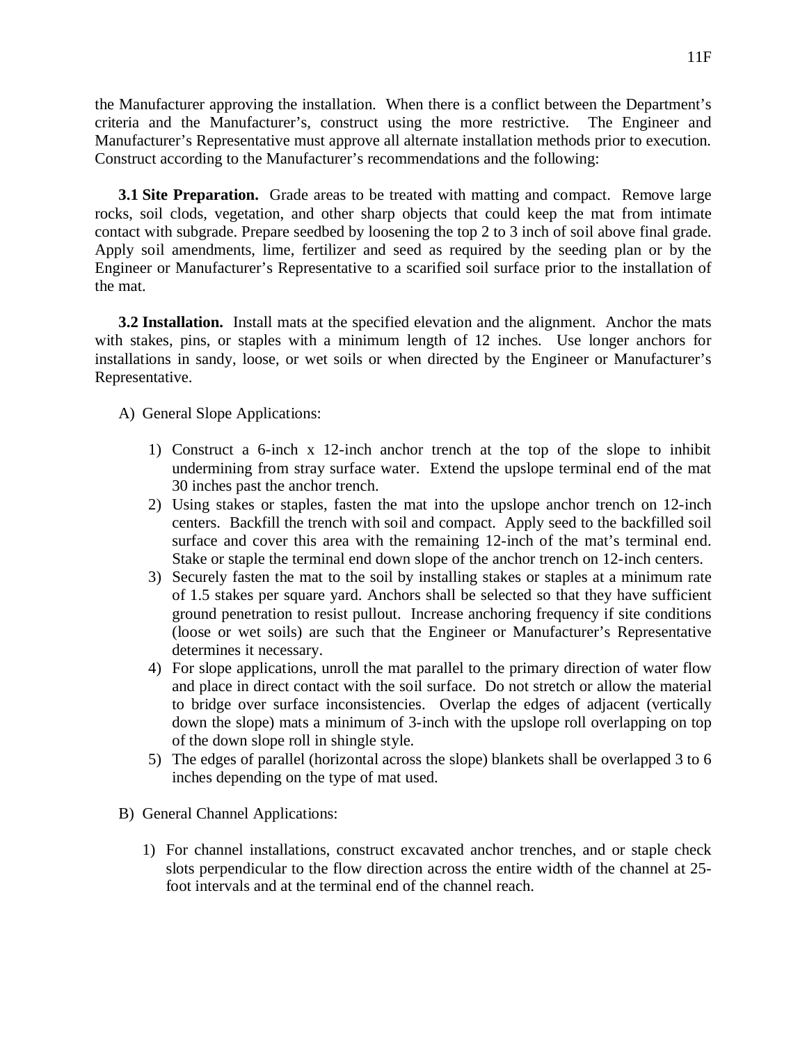the Manufacturer approving the installation. When there is a conflict between the Department's criteria and the Manufacturer's, construct using the more restrictive. The Engineer and Manufacturer's Representative must approve all alternate installation methods prior to execution. Construct according to the Manufacturer's recommendations and the following:

**3.1 Site Preparation.** Grade areas to be treated with matting and compact. Remove large rocks, soil clods, vegetation, and other sharp objects that could keep the mat from intimate contact with subgrade. Prepare seedbed by loosening the top 2 to 3 inch of soil above final grade. Apply soil amendments, lime, fertilizer and seed as required by the seeding plan or by the Engineer or Manufacturer's Representative to a scarified soil surface prior to the installation of the mat.

**3.2 Installation.** Install mats at the specified elevation and the alignment. Anchor the mats with stakes, pins, or staples with a minimum length of 12 inches. Use longer anchors for installations in sandy, loose, or wet soils or when directed by the Engineer or Manufacturer's Representative.

A) General Slope Applications:

1) Construct a 6-inch x 12-inch anchor trench at the top of the slope to inhibit undermining from stray surface water. Extend the upslope terminal end of the mat 30 inches past the anchor trench.
2) Using stakes or staples, fasten the mat into the upslope anchor trench on 12-inch centers. Backfill the trench with soil and compact. Apply seed to the backfilled soil surface and cover this area with the remaining 12-inch of the mat's terminal end. Stake or staple the terminal end down slope of the anchor trench on 12-inch centers.
3) Securely fasten the mat to the soil by installing stakes or staples at a minimum rate of 1.5 stakes per square yard. Anchors shall be selected so that they have sufficient ground penetration to resist pullout. Increase anchoring frequency if site conditions (loose or wet soils) are such that the Engineer or Manufacturer's Representative determines it necessary.
4) For slope applications, unroll the mat parallel to the primary direction of water flow and place in direct contact with the soil surface. Do not stretch or allow the material to bridge over surface inconsistencies. Overlap the edges of adjacent (vertically down the slope) mats a minimum of 3-inch with the upslope roll overlapping on top of the down slope roll in shingle style.
5) The edges of parallel (horizontal across the slope) blankets shall be overlapped 3 to 6 inches depending on the type of mat used.

B) General Channel Applications:

1) For channel installations, construct excavated anchor trenches, and or staple check slots perpendicular to the flow direction across the entire width of the channel at 25-foot intervals and at the terminal end of the channel reach.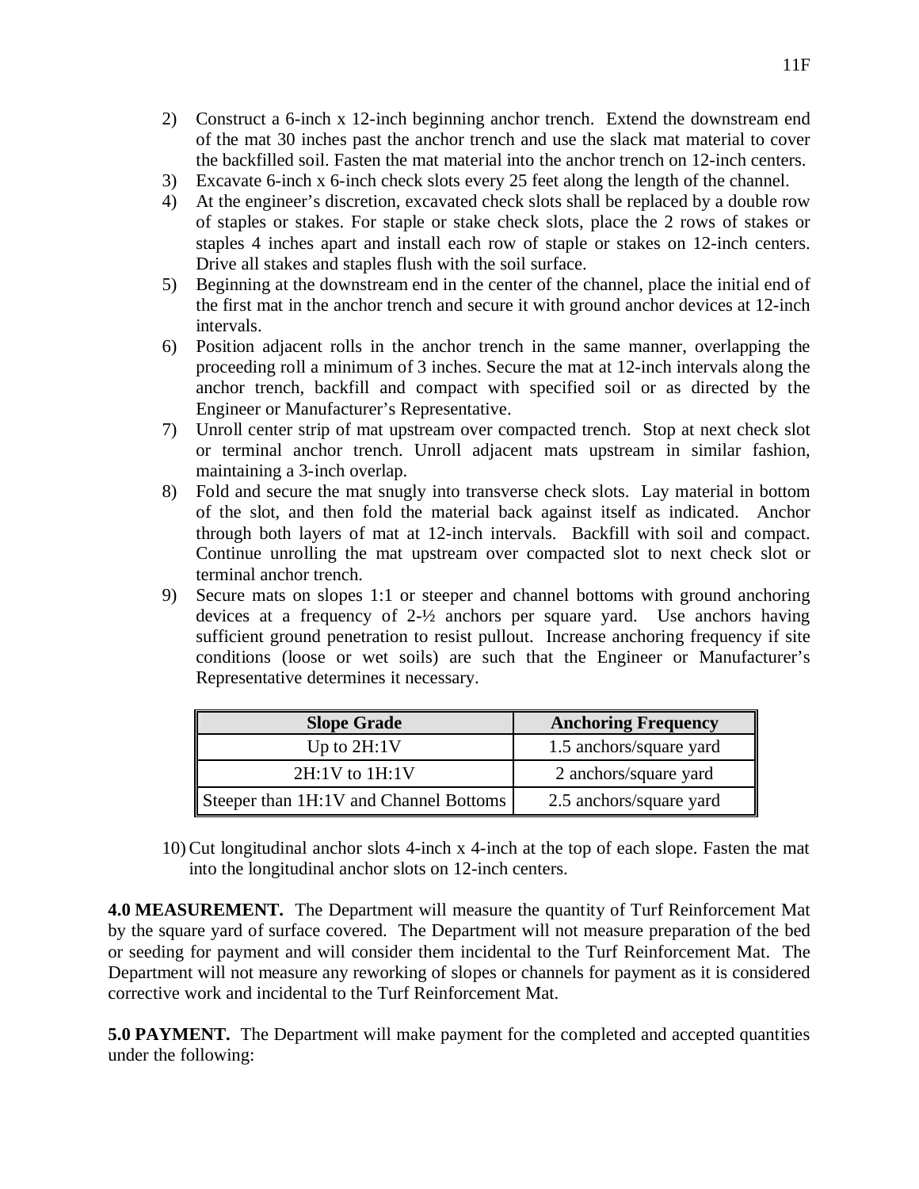2) Construct a 6-inch x 12-inch beginning anchor trench. Extend the downstream end of the mat 30 inches past the anchor trench and use the slack mat material to cover the backfilled soil. Fasten the mat material into the anchor trench on 12-inch centers.
3) Excavate 6-inch x 6-inch check slots every 25 feet along the length of the channel.
4) At the engineer's discretion, excavated check slots shall be replaced by a double row of staples or stakes. For staple or stake check slots, place the 2 rows of stakes or staples 4 inches apart and install each row of staple or stakes on 12-inch centers. Drive all stakes and staples flush with the soil surface.
5) Beginning at the downstream end in the center of the channel, place the initial end of the first mat in the anchor trench and secure it with ground anchor devices at 12-inch intervals.
6) Position adjacent rolls in the anchor trench in the same manner, overlapping the proceeding roll a minimum of 3 inches. Secure the mat at 12-inch intervals along the anchor trench, backfill and compact with specified soil or as directed by the Engineer or Manufacturer's Representative.
7) Unroll center strip of mat upstream over compacted trench. Stop at next check slot or terminal anchor trench. Unroll adjacent mats upstream in similar fashion, maintaining a 3-inch overlap.
8) Fold and secure the mat snugly into transverse check slots. Lay material in bottom of the slot, and then fold the material back against itself as indicated. Anchor through both layers of mat at 12-inch intervals. Backfill with soil and compact. Continue unrolling the mat upstream over compacted slot to next check slot or terminal anchor trench.
9) Secure mats on slopes 1:1 or steeper and channel bottoms with ground anchoring devices at a frequency of 2-½ anchors per square yard. Use anchors having sufficient ground penetration to resist pullout. Increase anchoring frequency if site conditions (loose or wet soils) are such that the Engineer or Manufacturer's Representative determines it necessary.

| Slope Grade | Anchoring Frequency |
|---|---|
| Up to 2H:1V | 1.5 anchors/square yard |
| 2H:1V to 1H:1V | 2 anchors/square yard |
| Steeper than 1H:1V and Channel Bottoms | 2.5 anchors/square yard |

10) Cut longitudinal anchor slots 4-inch x 4-inch at the top of each slope. Fasten the mat into the longitudinal anchor slots on 12-inch centers.

**4.0 MEASUREMENT.** The Department will measure the quantity of Turf Reinforcement Mat by the square yard of surface covered. The Department will not measure preparation of the bed or seeding for payment and will consider them incidental to the Turf Reinforcement Mat. The Department will not measure any reworking of slopes or channels for payment as it is considered corrective work and incidental to the Turf Reinforcement Mat.

**5.0 PAYMENT.** The Department will make payment for the completed and accepted quantities under the following: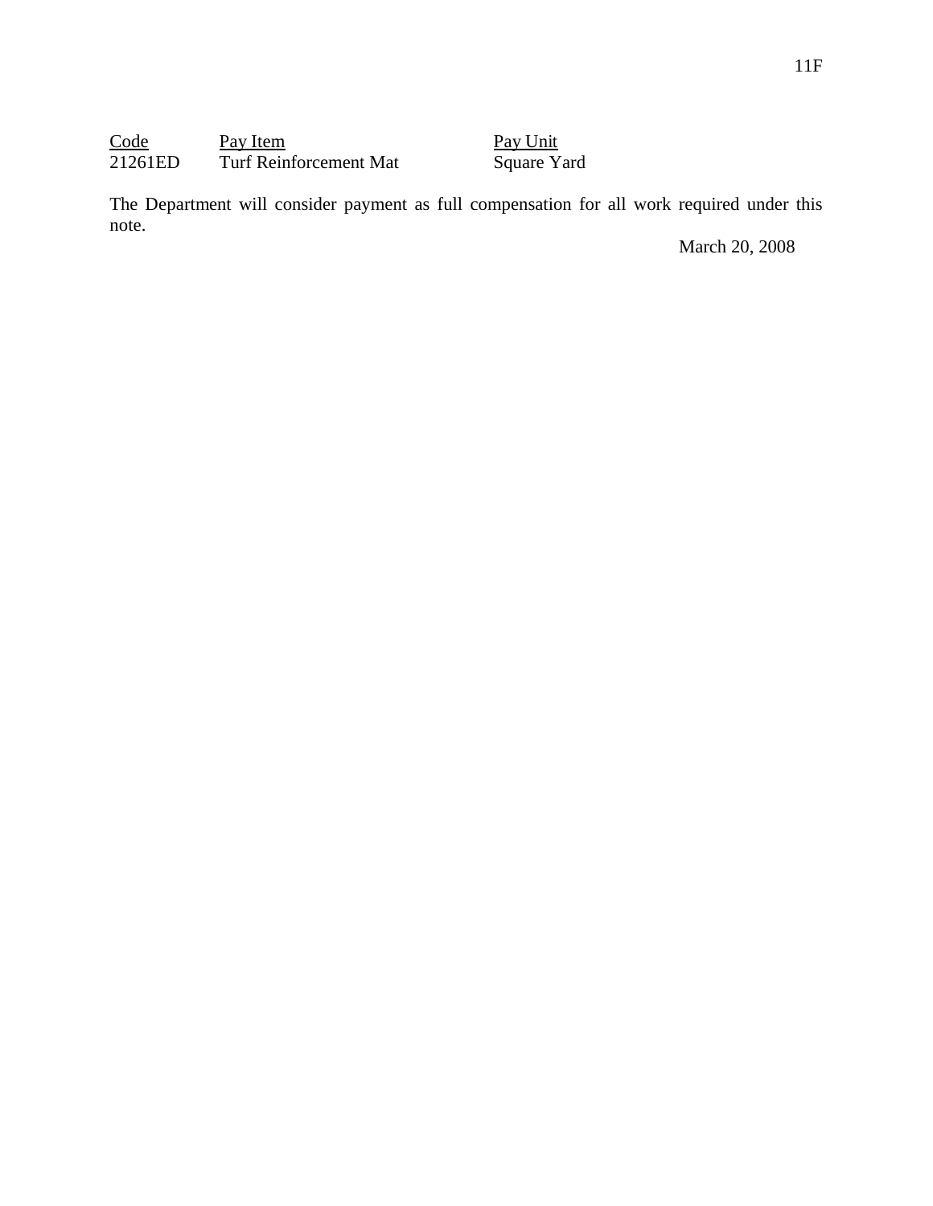| Code | Pay Item | Pay Unit |
|---|---|---|
| 21261ED | Turf Reinforcement Mat | Square Yard |

The Department will consider payment as full compensation for all work required under this note.

March 20, 2008